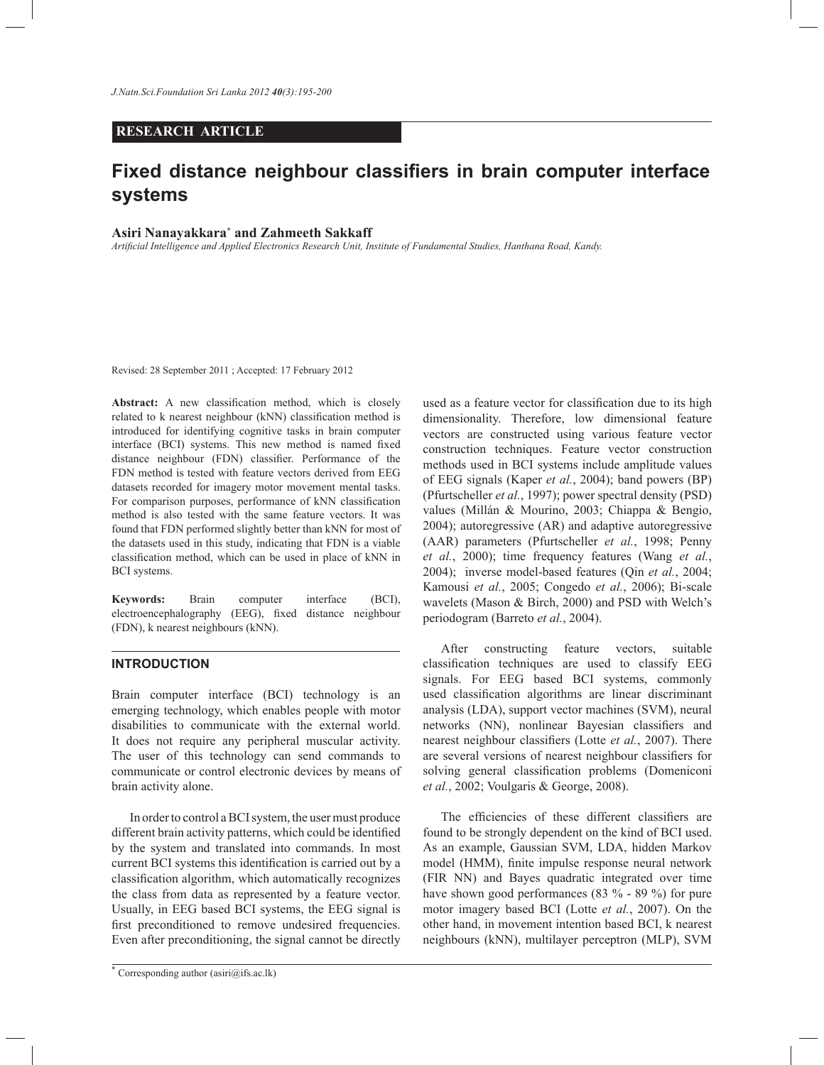**RESEARCH ARTICLE**

# Fixed distance neighbour classifiers in brain computer interface systems

**Asiri Nanayakkara*** **and Zahmeeth Sakkaff**

*Artificial Intelligence and Applied Electronics Research Unit, Institute of Fundamental Studies, Hanthana Road, Kandy.*

Revised: 28 September 2011 ; Accepted: 17 February 2012

**Abstract:** A new classification method, which is closely related to k nearest neighbour (kNN) classification method is introduced for identifying cognitive tasks in brain computer interface (BCI) systems. This new method is named fixed distance neighbour (FDN) classifier. Performance of the FDN method is tested with feature vectors derived from EEG datasets recorded for imagery motor movement mental tasks. For comparison purposes, performance of kNN classification method is also tested with the same feature vectors. It was found that FDN performed slightly better than kNN for most of the datasets used in this study, indicating that FDN is a viable classification method, which can be used in place of kNN in BCI systems.

**Keywords:** Brain computer interface (BCI), electroencephalography (EEG), fixed distance neighbour (FDN), k nearest neighbours (kNN).

## INTRODUCTION

Brain computer interface (BCI) technology is an emerging technology, which enables people with motor disabilities to communicate with the external world. It does not require any peripheral muscular activity. The user of this technology can send commands to communicate or control electronic devices by means of brain activity alone.

In order to control a BCI system, the user must produce different brain activity patterns, which could be identified by the system and translated into commands. In most current BCI systems this identification is carried out by a classification algorithm, which automatically recognizes the class from data as represented by a feature vector. Usually, in EEG based BCI systems, the EEG signal is first preconditioned to remove undesired frequencies. Even after preconditioning, the signal cannot be directly used as a feature vector for classification due to its high dimensionality. Therefore, low dimensional feature vectors are constructed using various feature vector construction techniques. Feature vector construction methods used in BCI systems include amplitude values of EEG signals (Kaper *et al.*, 2004); band powers (BP) (Pfurtscheller *et al.*, 1997); power spectral density (PSD) values (Millán & Mourino, 2003; Chiappa & Bengio, 2004); autoregressive (AR) and adaptive autoregressive (AAR) parameters (Pfurtscheller *et al.*, 1998; Penny *et al.*, 2000); time frequency features (Wang *et al.*, 2004); inverse model-based features (Qin *et al.*, 2004; Kamousi *et al.*, 2005; Congedo *et al.*, 2006); Bi-scale wavelets (Mason & Birch, 2000) and PSD with Welch's periodogram (Barreto *et al.*, 2004).

After constructing feature vectors, suitable classification techniques are used to classify EEG signals. For EEG based BCI systems, commonly used classification algorithms are linear discriminant analysis (LDA), support vector machines (SVM), neural networks (NN), nonlinear Bayesian classifiers and nearest neighbour classifiers (Lotte *et al.*, 2007). There are several versions of nearest neighbour classifiers for solving general classification problems (Domeniconi *et al.*, 2002; Voulgaris & George, 2008).

The efficiencies of these different classifiers are found to be strongly dependent on the kind of BCI used. As an example, Gaussian SVM, LDA, hidden Markov model (HMM), finite impulse response neural network (FIR NN) and Bayes quadratic integrated over time have shown good performances (83 % - 89 %) for pure motor imagery based BCI (Lotte *et al.*, 2007). On the other hand, in movement intention based BCI, k nearest neighbours (kNN), multilayer perceptron (MLP), SVM

* Corresponding author (asiri@ifs.ac.lk)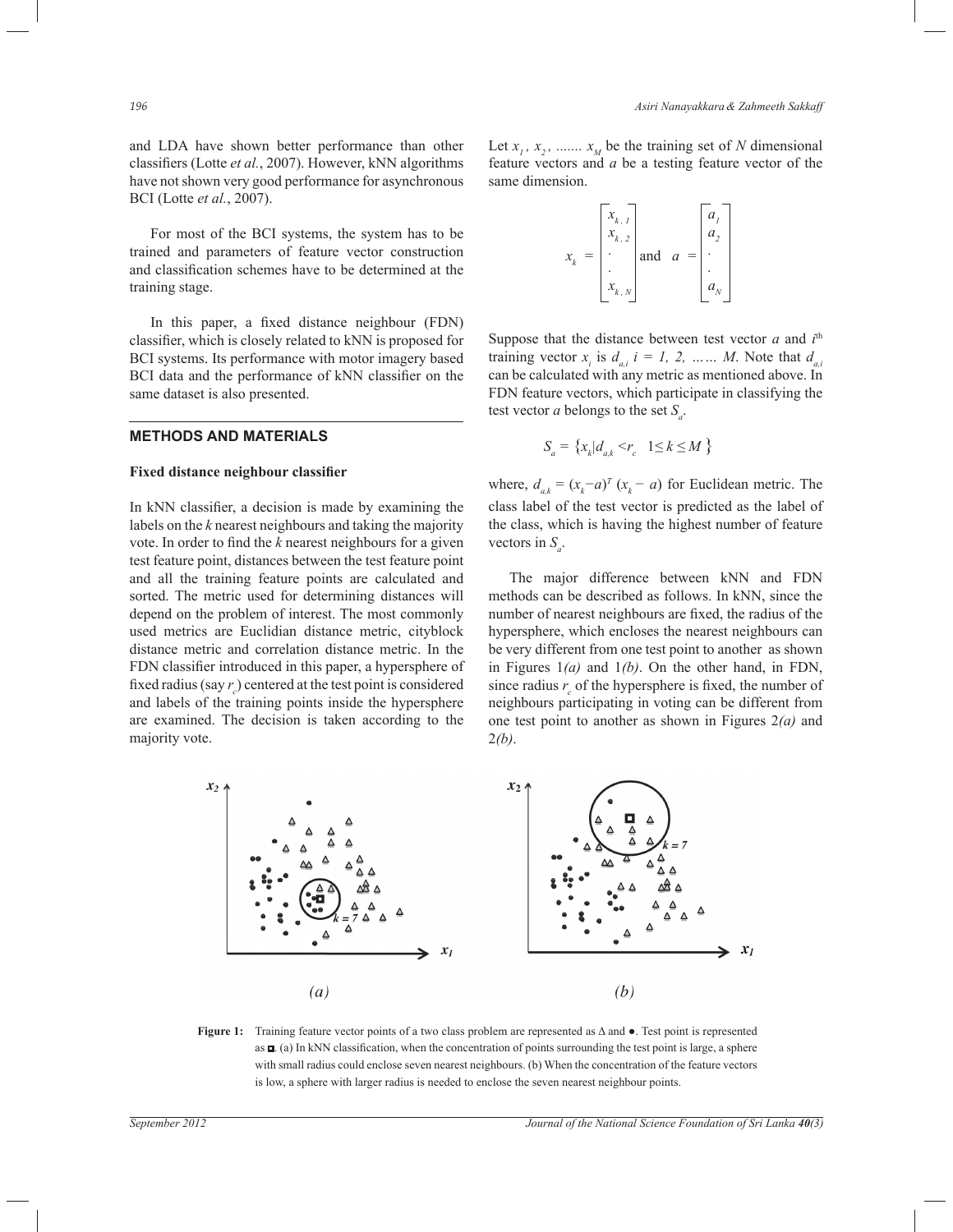and LDA have shown better performance than other classifiers (Lotte *et al.*, 2007). However, kNN algorithms have not shown very good performance for asynchronous BCI (Lotte *et al.*, 2007).

For most of the BCI systems, the system has to be trained and parameters of feature vector construction and classification schemes have to be determined at the training stage.

In this paper, a fixed distance neighbour (FDN) classifier, which is closely related to kNN is proposed for BCI systems. Its performance with motor imagery based BCI data and the performance of kNN classifier on the same dataset is also presented.

## METHODS AND MATERIALS

### Fixed distance neighbour classifier

In kNN classifier, a decision is made by examining the labels on the *k* nearest neighbours and taking the majority vote. In order to find the *k* nearest neighbours for a given test feature point, distances between the test feature point and all the training feature points are calculated and sorted. The metric used for determining distances will depend on the problem of interest. The most commonly used metrics are Euclidian distance metric, cityblock distance metric and correlation distance metric. In the FDN classifier introduced in this paper, a hypersphere of fixed radius (say $r_c$) centered at the test point is considered and labels of the training points inside the hypersphere are examined. The decision is taken according to the majority vote.

Let $x_1, x_2, ....... x_M$ be the training set of *N* dimensional feature vectors and *a* be a testing feature vector of the same dimension.

$$x_k = \begin{bmatrix} x_{k,1} \\ x_{k,2} \\ . \\ . \\ x_{k,N} \end{bmatrix} \text{ and } a = \begin{bmatrix} a_1 \\ a_2 \\ . \\ . \\ a_N \end{bmatrix}$$

Suppose that the distance between test vector *a* and $i^{th}$ training vector $x_i$ is $d_{a,i}$ $i = 1, 2, \ldots\ldots M$. Note that $d_{a,i}$ can be calculated with any metric as mentioned above. In FDN feature vectors, which participate in classifying the test vector *a* belongs to the set $S_a$.

$$S_a = \{x_k | d_{a,k} < r_c \quad 1 \le k \le M\}$$

where, $d_{a,k} = (x_k - a)^T (x_k - a)$ for Euclidean metric. The class label of the test vector is predicted as the label of the class, which is having the highest number of feature vectors in $S_a$.

The major difference between kNN and FDN methods can be described as follows. In kNN, since the number of nearest neighbours are fixed, the radius of the hypersphere, which encloses the nearest neighbours can be very different from one test point to another as shown in Figures 1*(a)* and 1*(b)*. On the other hand, in FDN, since radius $r_c$ of the hypersphere is fixed, the number of neighbours participating in voting can be different from one test point to another as shown in Figures 2*(a)* and 2*(b)*.

**Figure 1:** Training feature vector points of a two class problem are represented as Δ and ●. Test point is represented as ■. (a) In kNN classification, when the concentration of points surrounding the test point is large, a sphere with small radius could enclose seven nearest neighbours. (b) When the concentration of the feature vectors is low, a sphere with larger radius is needed to enclose the seven nearest neighbour points.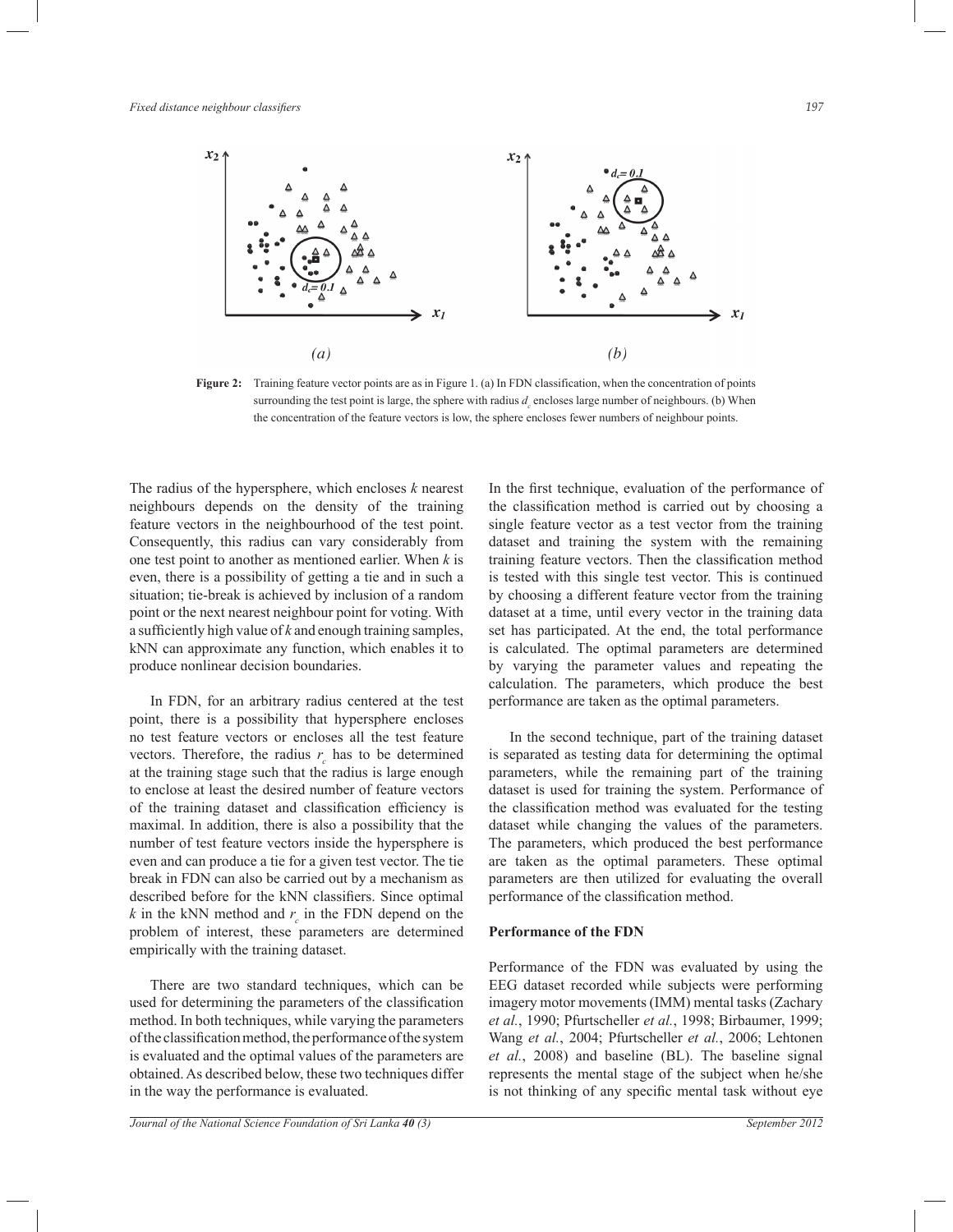**Figure 2:** Training feature vector points are as in Figure 1. (a) In FDN classification, when the concentration of points surrounding the test point is large, the sphere with radius $d_c$ encloses large number of neighbours. (b) When the concentration of the feature vectors is low, the sphere encloses fewer numbers of neighbour points.

The radius of the hypersphere, which encloses *k* nearest neighbours depends on the density of the training feature vectors in the neighbourhood of the test point. Consequently, this radius can vary considerably from one test point to another as mentioned earlier. When *k* is even, there is a possibility of getting a tie and in such a situation; tie-break is achieved by inclusion of a random point or the next nearest neighbour point for voting. With a sufficiently high value of *k* and enough training samples, kNN can approximate any function, which enables it to produce nonlinear decision boundaries.

In FDN, for an arbitrary radius centered at the test point, there is a possibility that hypersphere encloses no test feature vectors or encloses all the test feature vectors. Therefore, the radius $r_c$ has to be determined at the training stage such that the radius is large enough to enclose at least the desired number of feature vectors of the training dataset and classification efficiency is maximal. In addition, there is also a possibility that the number of test feature vectors inside the hypersphere is even and can produce a tie for a given test vector. The tie break in FDN can also be carried out by a mechanism as described before for the kNN classifiers. Since optimal *k* in the kNN method and $r_c$ in the FDN depend on the problem of interest, these parameters are determined empirically with the training dataset.

There are two standard techniques, which can be used for determining the parameters of the classification method. In both techniques, while varying the parameters of the classification method, the performance of the system is evaluated and the optimal values of the parameters are obtained. As described below, these two techniques differ in the way the performance is evaluated.

In the first technique, evaluation of the performance of the classification method is carried out by choosing a single feature vector as a test vector from the training dataset and training the system with the remaining training feature vectors. Then the classification method is tested with this single test vector. This is continued by choosing a different feature vector from the training dataset at a time, until every vector in the training data set has participated. At the end, the total performance is calculated. The optimal parameters are determined by varying the parameter values and repeating the calculation. The parameters, which produce the best performance are taken as the optimal parameters.

In the second technique, part of the training dataset is separated as testing data for determining the optimal parameters, while the remaining part of the training dataset is used for training the system. Performance of the classification method was evaluated for the testing dataset while changing the values of the parameters. The parameters, which produced the best performance are taken as the optimal parameters. These optimal parameters are then utilized for evaluating the overall performance of the classification method.

## Performance of the FDN

Performance of the FDN was evaluated by using the EEG dataset recorded while subjects were performing imagery motor movements (IMM) mental tasks (Zachary *et al.*, 1990; Pfurtscheller *et al.*, 1998; Birbaumer, 1999; Wang *et al.*, 2004; Pfurtscheller *et al.*, 2006; Lehtonen *et al.*, 2008) and baseline (BL). The baseline signal represents the mental stage of the subject when he/she is not thinking of any specific mental task without eye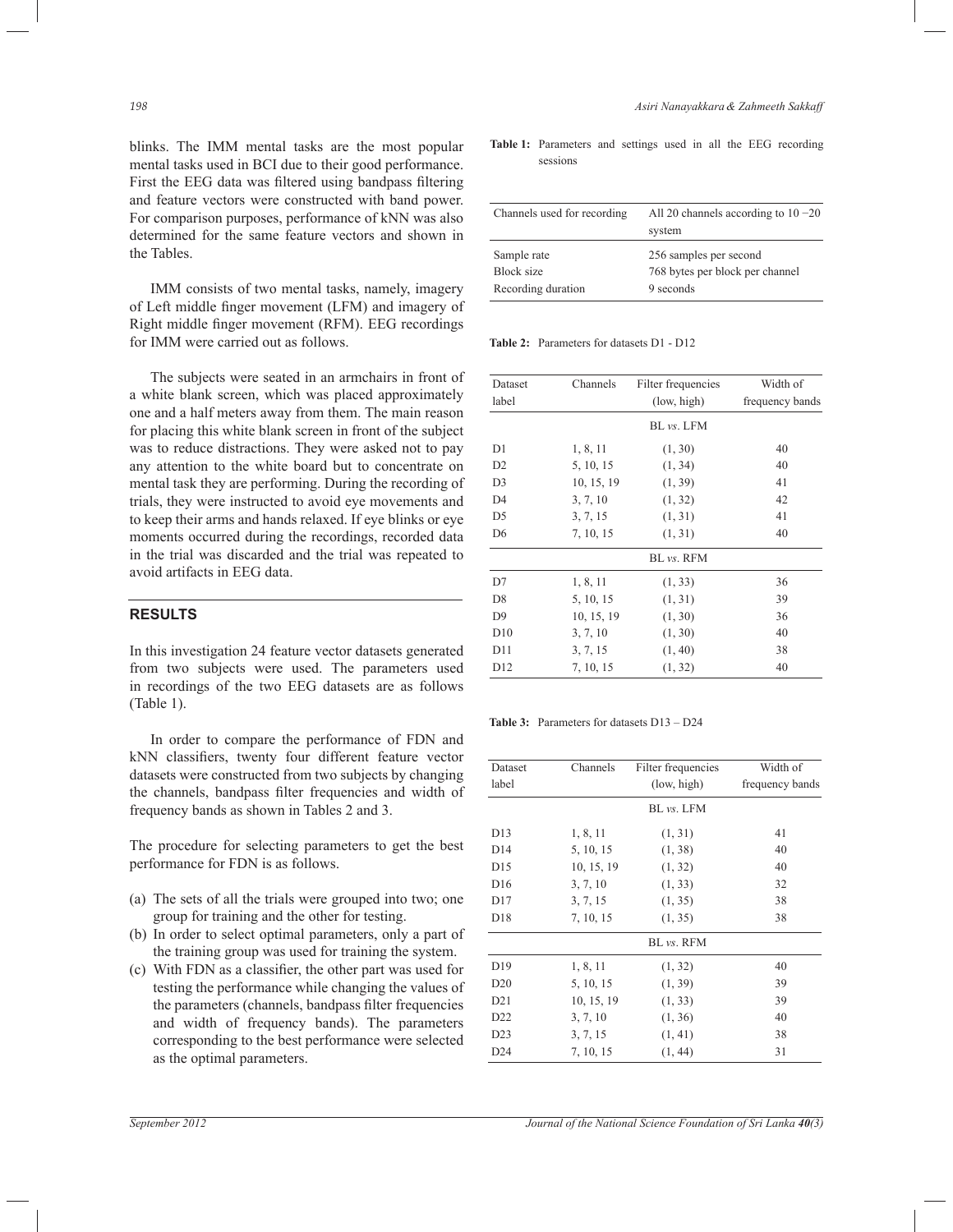blinks. The IMM mental tasks are the most popular mental tasks used in BCI due to their good performance. First the EEG data was filtered using bandpass filtering and feature vectors were constructed with band power. For comparison purposes, performance of kNN was also determined for the same feature vectors and shown in the Tables.

IMM consists of two mental tasks, namely, imagery of Left middle finger movement (LFM) and imagery of Right middle finger movement (RFM). EEG recordings for IMM were carried out as follows.

The subjects were seated in an armchairs in front of a white blank screen, which was placed approximately one and a half meters away from them. The main reason for placing this white blank screen in front of the subject was to reduce distractions. They were asked not to pay any attention to the white board but to concentrate on mental task they are performing. During the recording of trials, they were instructed to avoid eye movements and to keep their arms and hands relaxed. If eye blinks or eye moments occurred during the recordings, recorded data in the trial was discarded and the trial was repeated to avoid artifacts in EEG data.

## RESULTS

In this investigation 24 feature vector datasets generated from two subjects were used. The parameters used in recordings of the two EEG datasets are as follows (Table 1).

In order to compare the performance of FDN and kNN classifiers, twenty four different feature vector datasets were constructed from two subjects by changing the channels, bandpass filter frequencies and width of frequency bands as shown in Tables 2 and 3.

The procedure for selecting parameters to get the best performance for FDN is as follows.

(a) The sets of all the trials were grouped into two; one group for training and the other for testing.
(b) In order to select optimal parameters, only a part of the training group was used for training the system.
(c) With FDN as a classifier, the other part was used for testing the performance while changing the values of the parameters (channels, bandpass filter frequencies and width of frequency bands). The parameters corresponding to the best performance were selected as the optimal parameters.

**Table 1:** Parameters and settings used in all the EEG recording sessions

| Channels used for recording | All 20 channels according to 10 −20 system |
|---|---|
| Sample rate | 256 samples per second |
| Block size | 768 bytes per block per channel |
| Recording duration | 9 seconds |

**Table 2:** Parameters for datasets D1 - D12

| Dataset label | Channels | Filter frequencies (low, high) | Width of frequency bands |
|---|---|---|---|
| | | BL *vs*. LFM | |
| D1 | 1, 8, 11 | (1, 30) | 40 |
| D2 | 5, 10, 15 | (1, 34) | 40 |
| D3 | 10, 15, 19 | (1, 39) | 41 |
| D4 | 3, 7, 10 | (1, 32) | 42 |
| D5 | 3, 7, 15 | (1, 31) | 41 |
| D6 | 7, 10, 15 | (1, 31) | 40 |
| | | BL *vs*. RFM | |
| D7 | 1, 8, 11 | (1, 33) | 36 |
| D8 | 5, 10, 15 | (1, 31) | 39 |
| D9 | 10, 15, 19 | (1, 30) | 36 |
| D10 | 3, 7, 10 | (1, 30) | 40 |
| D11 | 3, 7, 15 | (1, 40) | 38 |
| D12 | 7, 10, 15 | (1, 32) | 40 |

**Table 3:** Parameters for datasets D13 – D24

| Dataset label | Channels | Filter frequencies (low, high) | Width of frequency bands |
|---|---|---|---|
| | | BL *vs*. LFM | |
| D13 | 1, 8, 11 | (1, 31) | 41 |
| D14 | 5, 10, 15 | (1, 38) | 40 |
| D15 | 10, 15, 19 | (1, 32) | 40 |
| D16 | 3, 7, 10 | (1, 33) | 32 |
| D17 | 3, 7, 15 | (1, 35) | 38 |
| D18 | 7, 10, 15 | (1, 35) | 38 |
| | | BL *vs*. RFM | |
| D19 | 1, 8, 11 | (1, 32) | 40 |
| D20 | 5, 10, 15 | (1, 39) | 39 |
| D21 | 10, 15, 19 | (1, 33) | 39 |
| D22 | 3, 7, 10 | (1, 36) | 40 |
| D23 | 3, 7, 15 | (1, 41) | 38 |
| D24 | 7, 10, 15 | (1, 44) | 31 |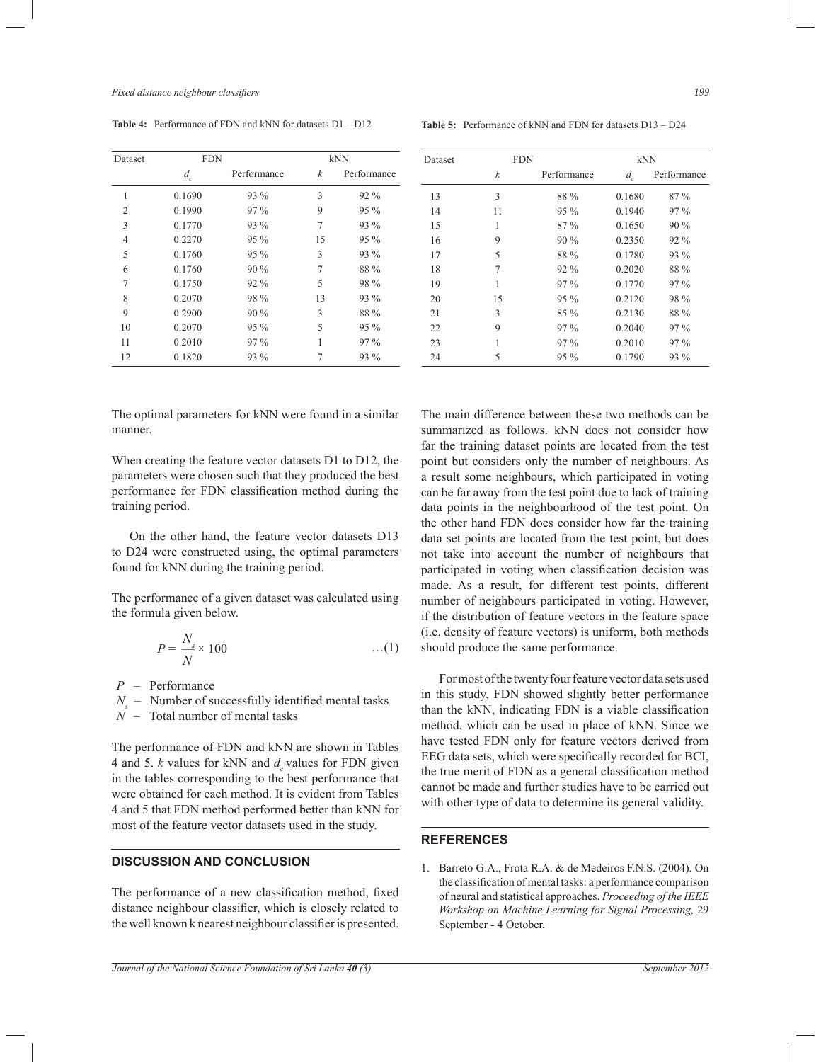**Table 4:** Performance of FDN and kNN for datasets D1 – D12

| Dataset | FDN | | kNN | |
|---|---|---|---|---|
| | $d_c$ | Performance | $k$ | Performance |
| 1 | 0.1690 | 93 % | 3 | 92 % |
| 2 | 0.1990 | 97 % | 9 | 95 % |
| 3 | 0.1770 | 93 % | 7 | 93 % |
| 4 | 0.2270 | 95 % | 15 | 95 % |
| 5 | 0.1760 | 95 % | 3 | 93 % |
| 6 | 0.1760 | 90 % | 7 | 88 % |
| 7 | 0.1750 | 92 % | 5 | 98 % |
| 8 | 0.2070 | 98 % | 13 | 93 % |
| 9 | 0.2900 | 90 % | 3 | 88 % |
| 10 | 0.2070 | 95 % | 5 | 95 % |
| 11 | 0.2010 | 97 % | 1 | 97 % |
| 12 | 0.1820 | 93 % | 7 | 93 % |

**Table 5:** Performance of kNN and FDN for datasets D13 – D24

| Dataset | FDN | | kNN | |
|---|---|---|---|---|
| | $k$ | Performance | $d_c$ | Performance |
| 13 | 3 | 88 % | 0.1680 | 87 % |
| 14 | 11 | 95 % | 0.1940 | 97 % |
| 15 | 1 | 87 % | 0.1650 | 90 % |
| 16 | 9 | 90 % | 0.2350 | 92 % |
| 17 | 5 | 88 % | 0.1780 | 93 % |
| 18 | 7 | 92 % | 0.2020 | 88 % |
| 19 | 1 | 97 % | 0.1770 | 97 % |
| 20 | 15 | 95 % | 0.2120 | 98 % |
| 21 | 3 | 85 % | 0.2130 | 88 % |
| 22 | 9 | 97 % | 0.2040 | 97 % |
| 23 | 1 | 97 % | 0.2010 | 97 % |
| 24 | 5 | 95 % | 0.1790 | 93 % |

The optimal parameters for kNN were found in a similar manner.

When creating the feature vector datasets D1 to D12, the parameters were chosen such that they produced the best performance for FDN classification method during the training period.

On the other hand, the feature vector datasets D13 to D24 were constructed using, the optimal parameters found for kNN during the training period.

The performance of a given dataset was calculated using the formula given below.

$$P = \frac{N_s}{N} \times 100 \qquad \ldots(1)$$

$P$ – Performance
$N_s$ – Number of successfully identified mental tasks
$N$ – Total number of mental tasks

The performance of FDN and kNN are shown in Tables 4 and 5. $k$ values for kNN and $d_c$ values for FDN given in the tables corresponding to the best performance that were obtained for each method. It is evident from Tables 4 and 5 that FDN method performed better than kNN for most of the feature vector datasets used in the study.

## DISCUSSION AND CONCLUSION

The performance of a new classification method, fixed distance neighbour classifier, which is closely related to the well known k nearest neighbour classifier is presented. The main difference between these two methods can be summarized as follows. kNN does not consider how far the training dataset points are located from the test point but considers only the number of neighbours. As a result some neighbours, which participated in voting can be far away from the test point due to lack of training data points in the neighbourhood of the test point. On the other hand FDN does consider how far the training data set points are located from the test point, but does not take into account the number of neighbours that participated in voting when classification decision was made. As a result, for different test points, different number of neighbours participated in voting. However, if the distribution of feature vectors in the feature space (i.e. density of feature vectors) is uniform, both methods should produce the same performance.

For most of the twenty four feature vector data sets used in this study, FDN showed slightly better performance than the kNN, indicating FDN is a viable classification method, which can be used in place of kNN. Since we have tested FDN only for feature vectors derived from EEG data sets, which were specifically recorded for BCI, the true merit of FDN as a general classification method cannot be made and further studies have to be carried out with other type of data to determine its general validity.

## REFERENCES

1. Barreto G.A., Frota R.A. & de Medeiros F.N.S. (2004). On the classification of mental tasks: a performance comparison of neural and statistical approaches. *Proceeding of the IEEE Workshop on Machine Learning for Signal Processing,* 29 September - 4 October.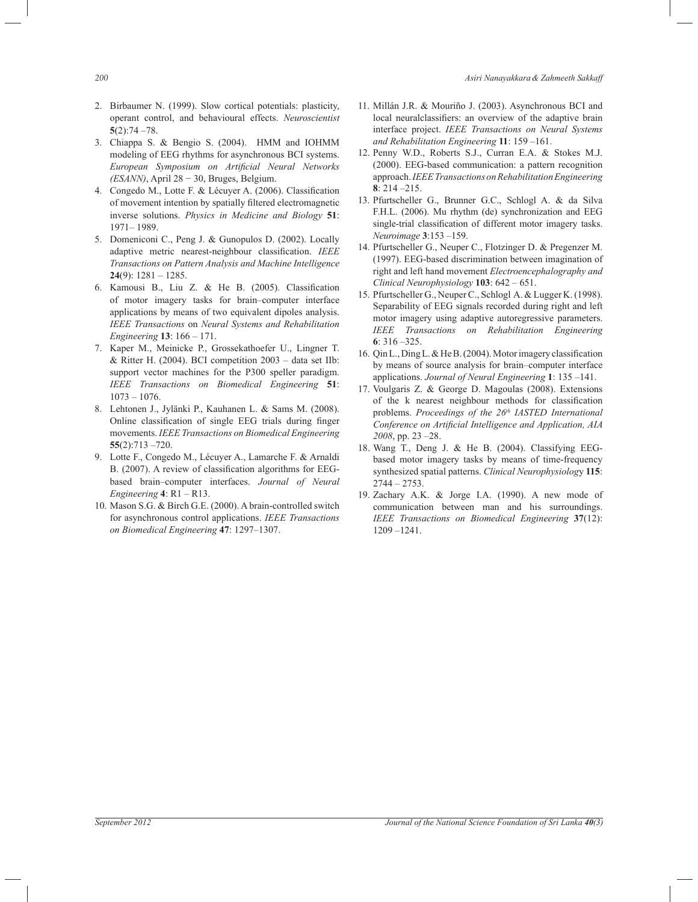2. Birbaumer N. (1999). Slow cortical potentials: plasticity, operant control, and behavioural effects. *Neuroscientist* **5**(2):74 –78.
3. Chiappa S. & Bengio S. (2004). HMM and IOHMM modeling of EEG rhythms for asynchronous BCI systems. *European Symposium on Artificial Neural Networks (ESANN)*, April 28 − 30, Bruges, Belgium.
4. Congedo M., Lotte F. & Lécuyer A. (2006). Classification of movement intention by spatially filtered electromagnetic inverse solutions. *Physics in Medicine and Biology* **51**: 1971– 1989.
5. Domeniconi C., Peng J. & Gunopulos D. (2002). Locally adaptive metric nearest-neighbour classification. *IEEE Transactions on Pattern Analysis and Machine Intelligence* **24**(9): 1281 – 1285.
6. Kamousi B., Liu Z. & He B. (2005). Classification of motor imagery tasks for brain–computer interface applications by means of two equivalent dipoles analysis. *IEEE Transactions* on *Neural Systems and Rehabilitation Engineering* **13**: 166 – 171.
7. Kaper M., Meinicke P., Grossekathoefer U., Lingner T. & Ritter H. (2004). BCI competition 2003 – data set IIb: support vector machines for the P300 speller paradigm. *IEEE Transactions on Biomedical Engineering* **51**: 1073 – 1076.
8. Lehtonen J., Jylänki P., Kauhanen L. & Sams M. (2008). Online classification of single EEG trials during finger movements. *IEEE Transactions on Biomedical Engineering* **55**(2):713 –720.
9. Lotte F., Congedo M., Lécuyer A., Lamarche F. & Arnaldi B. (2007). A review of classification algorithms for EEG-based brain–computer interfaces. *Journal of Neural Engineering* **4**: R1 – R13.
10. Mason S.G. & Birch G.E. (2000). A brain-controlled switch for asynchronous control applications. *IEEE Transactions on Biomedical Engineering* **47**: 1297–1307.
11. Millán J.R. & Mouriño J. (2003). Asynchronous BCI and local neuralclassifiers: an overview of the adaptive brain interface project. *IEEE Transactions on Neural Systems and Rehabilitation Engineering* **11**: 159 –161.
12. Penny W.D., Roberts S.J., Curran E.A. & Stokes M.J. (2000). EEG-based communication: a pattern recognition approach. *IEEE Transactions on Rehabilitation Engineering* **8**: 214 –215.
13. Pfurtscheller G., Brunner G.C., Schlogl A. & da Silva F.H.L. (2006). Mu rhythm (de) synchronization and EEG single-trial classification of different motor imagery tasks. *Neuroimage* **3**:153 –159.
14. Pfurtscheller G., Neuper C., Flotzinger D. & Pregenzer M. (1997). EEG-based discrimination between imagination of right and left hand movement *Electroencephalography and Clinical Neurophysiology* **103**: 642 – 651.
15. Pfurtscheller G., Neuper C., Schlogl A. & Lugger K. (1998). Separability of EEG signals recorded during right and left motor imagery using adaptive autoregressive parameters. *IEEE Transactions on Rehabilitation Engineering* **6**: 316 –325.
16. Qin L., Ding L. & He B. (2004). Motor imagery classification by means of source analysis for brain–computer interface applications. *Journal of Neural Engineering* **1**: 135 –141.
17. Voulgaris Z. & George D. Magoulas (2008). Extensions of the k nearest neighbour methods for classification problems. *Proceedings of the 26th IASTED International Conference on Artificial Intelligence and Application, AIA 2008*, pp. 23 –28.
18. Wang T., Deng J. & He B. (2004). Classifying EEG-based motor imagery tasks by means of time-frequency synthesized spatial patterns. *Clinical Neurophysiology* **115**: 2744 – 2753.
19. Zachary A.K. & Jorge I.A. (1990). A new mode of communication between man and his surroundings. *IEEE Transactions on Biomedical Engineering* **37**(12): 1209 –1241.